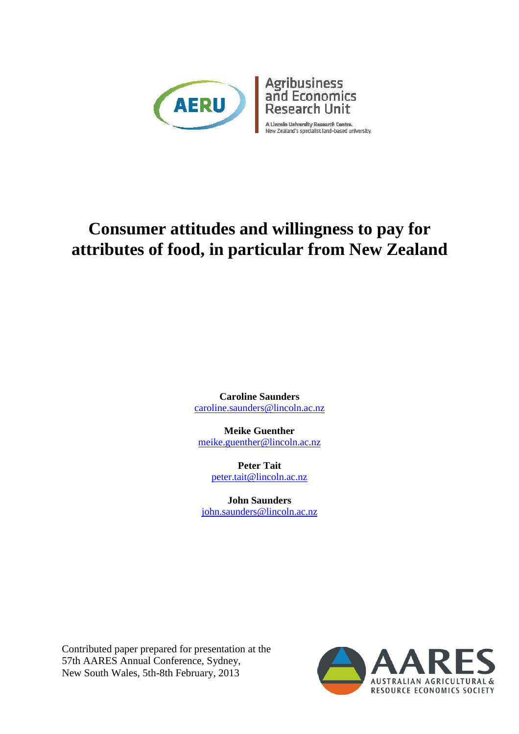Agribusiness and Economics Research Unit

A Lincoln University Research Centre.
New Zealand's specialist land-based university.

# Consumer attitudes and willingness to pay for attributes of food, in particular from New Zealand

**Caroline Saunders**
caroline.saunders@lincoln.ac.nz

**Meike Guenther**
meike.guenther@lincoln.ac.nz

**Peter Tait**
peter.tait@lincoln.ac.nz

**John Saunders**
john.saunders@lincoln.ac.nz

Contributed paper prepared for presentation at the 57th AARES Annual Conference, Sydney, New South Wales, 5th-8th February, 2013

AARES
AUSTRALIAN AGRICULTURAL & RESOURCE ECONOMICS SOCIETY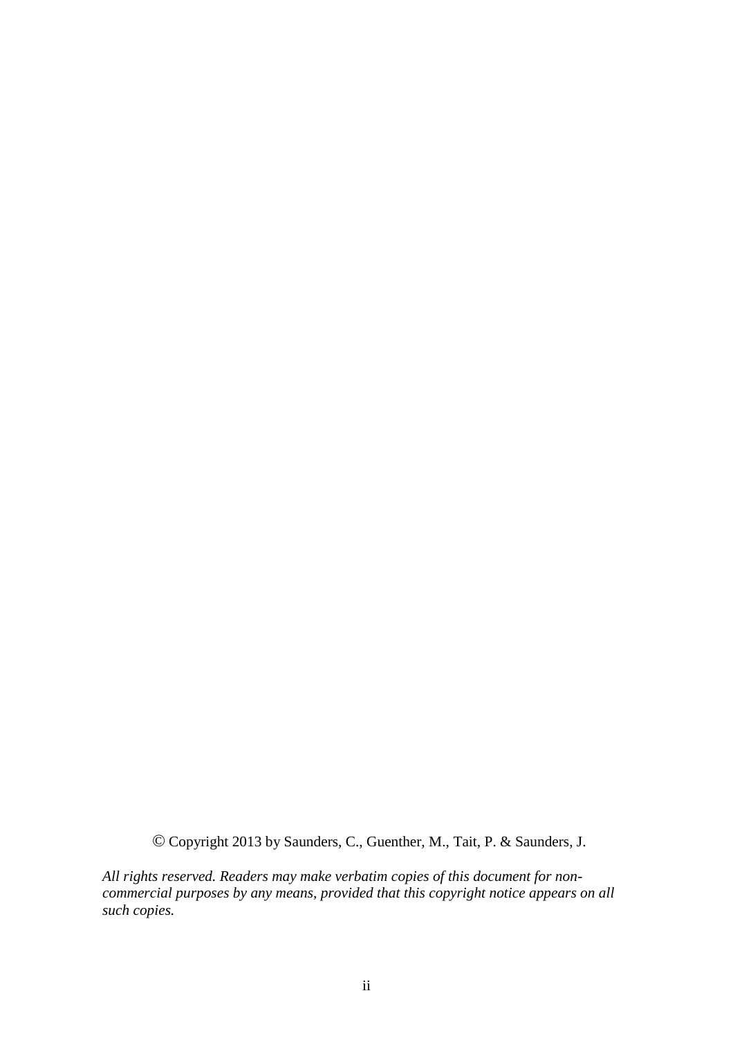© Copyright 2013 by Saunders, C., Guenther, M., Tait, P. & Saunders, J.

*All rights reserved. Readers may make verbatim copies of this document for non-commercial purposes by any means, provided that this copyright notice appears on all such copies.*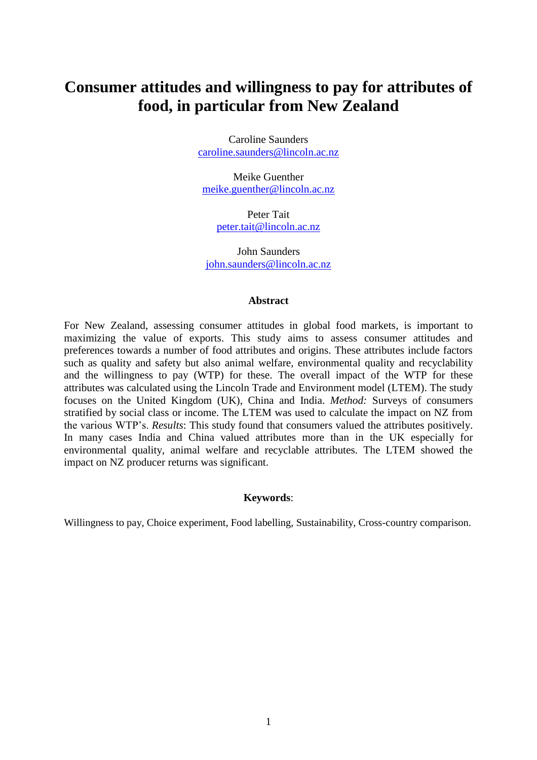# Consumer attitudes and willingness to pay for attributes of food, in particular from New Zealand

Caroline Saunders
caroline.saunders@lincoln.ac.nz

Meike Guenther
meike.guenther@lincoln.ac.nz

Peter Tait
peter.tait@lincoln.ac.nz

John Saunders
john.saunders@lincoln.ac.nz

**Abstract**

For New Zealand, assessing consumer attitudes in global food markets, is important to maximizing the value of exports. This study aims to assess consumer attitudes and preferences towards a number of food attributes and origins. These attributes include factors such as quality and safety but also animal welfare, environmental quality and recyclability and the willingness to pay (WTP) for these. The overall impact of the WTP for these attributes was calculated using the Lincoln Trade and Environment model (LTEM). The study focuses on the United Kingdom (UK), China and India. *Method:* Surveys of consumers stratified by social class or income. The LTEM was used to calculate the impact on NZ from the various WTP's. *Results*: This study found that consumers valued the attributes positively. In many cases India and China valued attributes more than in the UK especially for environmental quality, animal welfare and recyclable attributes. The LTEM showed the impact on NZ producer returns was significant.

**Keywords**:

Willingness to pay, Choice experiment, Food labelling, Sustainability, Cross-country comparison.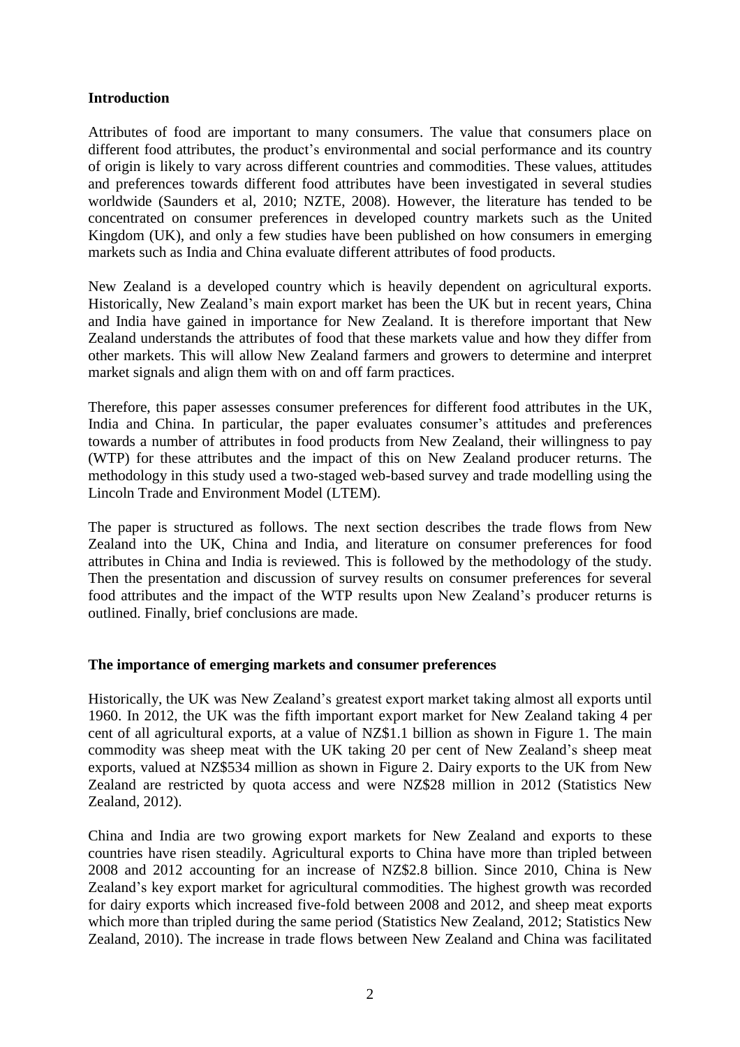## Introduction

Attributes of food are important to many consumers. The value that consumers place on different food attributes, the product's environmental and social performance and its country of origin is likely to vary across different countries and commodities. These values, attitudes and preferences towards different food attributes have been investigated in several studies worldwide (Saunders et al, 2010; NZTE, 2008). However, the literature has tended to be concentrated on consumer preferences in developed country markets such as the United Kingdom (UK), and only a few studies have been published on how consumers in emerging markets such as India and China evaluate different attributes of food products.

New Zealand is a developed country which is heavily dependent on agricultural exports. Historically, New Zealand's main export market has been the UK but in recent years, China and India have gained in importance for New Zealand. It is therefore important that New Zealand understands the attributes of food that these markets value and how they differ from other markets. This will allow New Zealand farmers and growers to determine and interpret market signals and align them with on and off farm practices.

Therefore, this paper assesses consumer preferences for different food attributes in the UK, India and China. In particular, the paper evaluates consumer's attitudes and preferences towards a number of attributes in food products from New Zealand, their willingness to pay (WTP) for these attributes and the impact of this on New Zealand producer returns. The methodology in this study used a two-staged web-based survey and trade modelling using the Lincoln Trade and Environment Model (LTEM).

The paper is structured as follows. The next section describes the trade flows from New Zealand into the UK, China and India, and literature on consumer preferences for food attributes in China and India is reviewed. This is followed by the methodology of the study. Then the presentation and discussion of survey results on consumer preferences for several food attributes and the impact of the WTP results upon New Zealand's producer returns is outlined. Finally, brief conclusions are made.

## The importance of emerging markets and consumer preferences

Historically, the UK was New Zealand's greatest export market taking almost all exports until 1960. In 2012, the UK was the fifth important export market for New Zealand taking 4 per cent of all agricultural exports, at a value of NZ$1.1 billion as shown in Figure 1. The main commodity was sheep meat with the UK taking 20 per cent of New Zealand's sheep meat exports, valued at NZ$534 million as shown in Figure 2. Dairy exports to the UK from New Zealand are restricted by quota access and were NZ$28 million in 2012 (Statistics New Zealand, 2012).

China and India are two growing export markets for New Zealand and exports to these countries have risen steadily. Agricultural exports to China have more than tripled between 2008 and 2012 accounting for an increase of NZ$2.8 billion. Since 2010, China is New Zealand's key export market for agricultural commodities. The highest growth was recorded for dairy exports which increased five-fold between 2008 and 2012, and sheep meat exports which more than tripled during the same period (Statistics New Zealand, 2012; Statistics New Zealand, 2010). The increase in trade flows between New Zealand and China was facilitated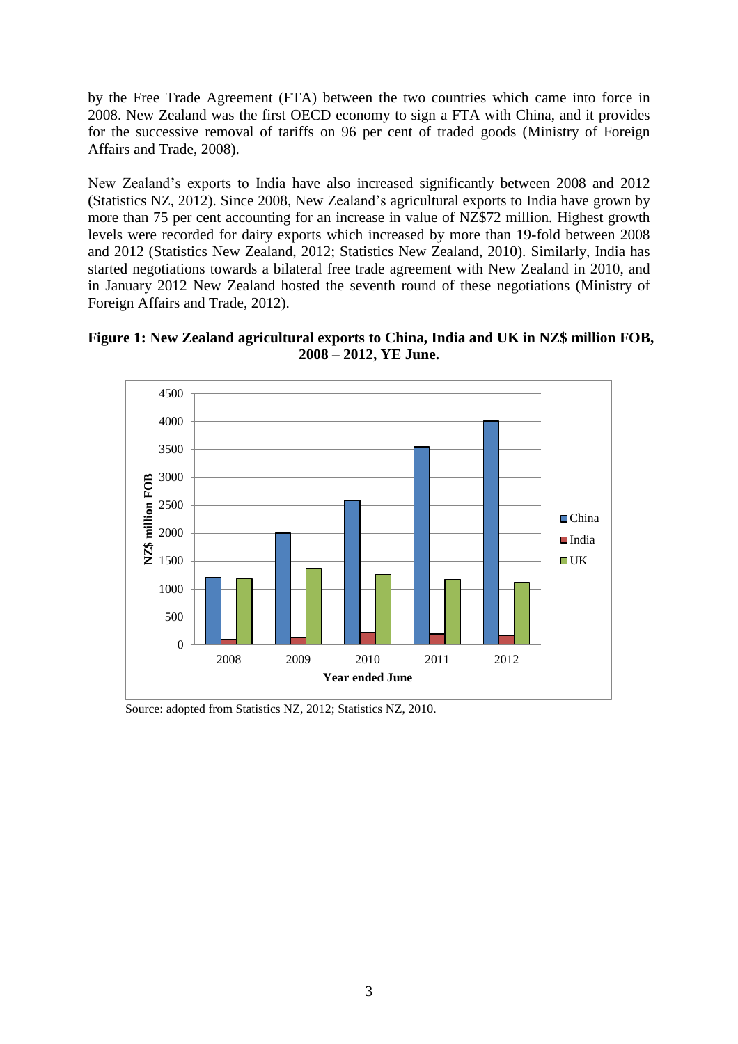by the Free Trade Agreement (FTA) between the two countries which came into force in 2008. New Zealand was the first OECD economy to sign a FTA with China, and it provides for the successive removal of tariffs on 96 per cent of traded goods (Ministry of Foreign Affairs and Trade, 2008).

New Zealand's exports to India have also increased significantly between 2008 and 2012 (Statistics NZ, 2012). Since 2008, New Zealand's agricultural exports to India have grown by more than 75 per cent accounting for an increase in value of NZ$72 million. Highest growth levels were recorded for dairy exports which increased by more than 19-fold between 2008 and 2012 (Statistics New Zealand, 2012; Statistics New Zealand, 2010). Similarly, India has started negotiations towards a bilateral free trade agreement with New Zealand in 2010, and in January 2012 New Zealand hosted the seventh round of these negotiations (Ministry of Foreign Affairs and Trade, 2012).

**Figure 1: New Zealand agricultural exports to China, India and UK in NZ$ million FOB, 2008 – 2012, YE June.**

Source: adopted from Statistics NZ, 2012; Statistics NZ, 2010.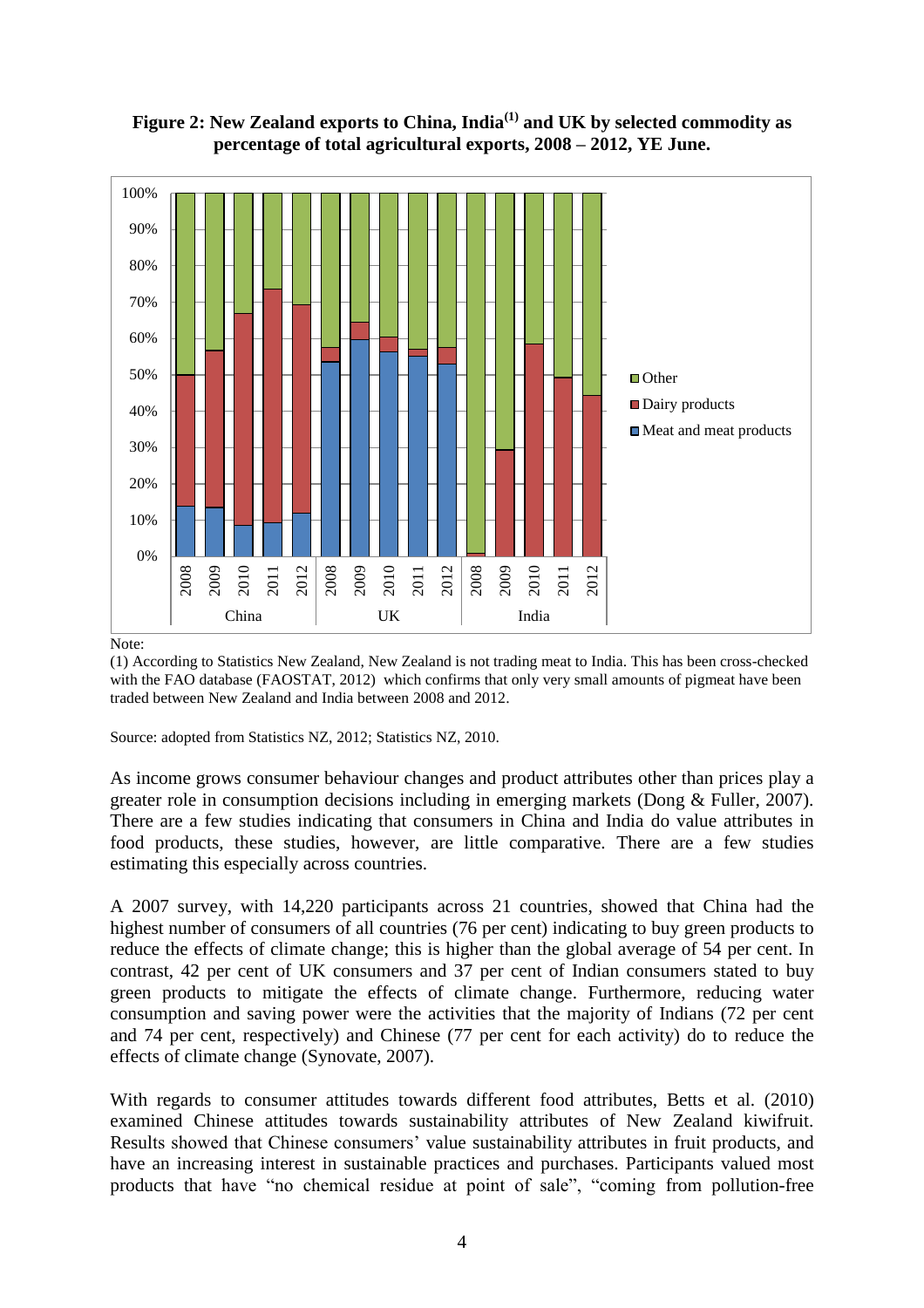**Figure 2: New Zealand exports to China, India[(1)] and UK by selected commodity as percentage of total agricultural exports, 2008 – 2012, YE June.**

Note:

(1) According to Statistics New Zealand, New Zealand is not trading meat to India. This has been cross-checked with the FAO database (FAOSTAT, 2012) which confirms that only very small amounts of pigmeat have been traded between New Zealand and India between 2008 and 2012.

Source: adopted from Statistics NZ, 2012; Statistics NZ, 2010.

As income grows consumer behaviour changes and product attributes other than prices play a greater role in consumption decisions including in emerging markets (Dong & Fuller, 2007). There are a few studies indicating that consumers in China and India do value attributes in food products, these studies, however, are little comparative. There are a few studies estimating this especially across countries.

A 2007 survey, with 14,220 participants across 21 countries, showed that China had the highest number of consumers of all countries (76 per cent) indicating to buy green products to reduce the effects of climate change; this is higher than the global average of 54 per cent. In contrast, 42 per cent of UK consumers and 37 per cent of Indian consumers stated to buy green products to mitigate the effects of climate change. Furthermore, reducing water consumption and saving power were the activities that the majority of Indians (72 per cent and 74 per cent, respectively) and Chinese (77 per cent for each activity) do to reduce the effects of climate change (Synovate, 2007).

With regards to consumer attitudes towards different food attributes, Betts et al. (2010) examined Chinese attitudes towards sustainability attributes of New Zealand kiwifruit. Results showed that Chinese consumers' value sustainability attributes in fruit products, and have an increasing interest in sustainable practices and purchases. Participants valued most products that have "no chemical residue at point of sale", "coming from pollution-free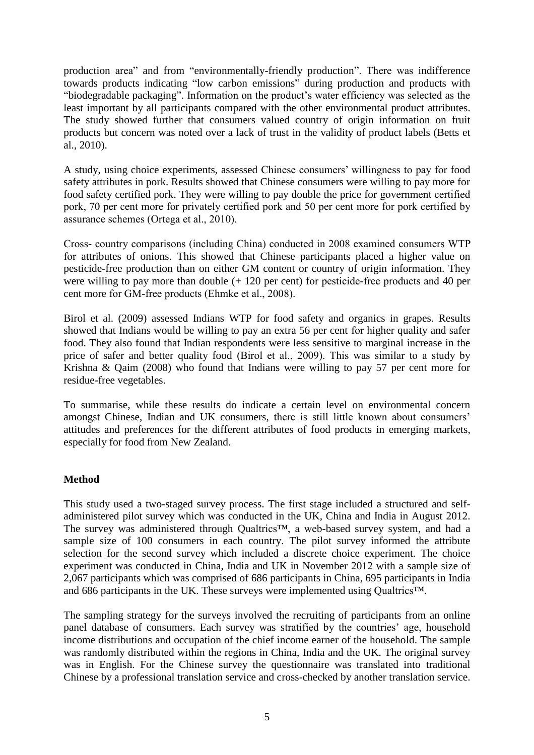production area" and from "environmentally-friendly production". There was indifference towards products indicating "low carbon emissions" during production and products with "biodegradable packaging". Information on the product's water efficiency was selected as the least important by all participants compared with the other environmental product attributes. The study showed further that consumers valued country of origin information on fruit products but concern was noted over a lack of trust in the validity of product labels (Betts et al., 2010).

A study, using choice experiments, assessed Chinese consumers' willingness to pay for food safety attributes in pork. Results showed that Chinese consumers were willing to pay more for food safety certified pork. They were willing to pay double the price for government certified pork, 70 per cent more for privately certified pork and 50 per cent more for pork certified by assurance schemes (Ortega et al., 2010).

Cross- country comparisons (including China) conducted in 2008 examined consumers WTP for attributes of onions. This showed that Chinese participants placed a higher value on pesticide-free production than on either GM content or country of origin information. They were willing to pay more than double (+ 120 per cent) for pesticide-free products and 40 per cent more for GM-free products (Ehmke et al., 2008).

Birol et al. (2009) assessed Indians WTP for food safety and organics in grapes. Results showed that Indians would be willing to pay an extra 56 per cent for higher quality and safer food. They also found that Indian respondents were less sensitive to marginal increase in the price of safer and better quality food (Birol et al., 2009). This was similar to a study by Krishna & Qaim (2008) who found that Indians were willing to pay 57 per cent more for residue-free vegetables.

To summarise, while these results do indicate a certain level on environmental concern amongst Chinese, Indian and UK consumers, there is still little known about consumers' attitudes and preferences for the different attributes of food products in emerging markets, especially for food from New Zealand.

## Method

This study used a two-staged survey process. The first stage included a structured and self-administered pilot survey which was conducted in the UK, China and India in August 2012. The survey was administered through Qualtrics™, a web-based survey system, and had a sample size of 100 consumers in each country. The pilot survey informed the attribute selection for the second survey which included a discrete choice experiment. The choice experiment was conducted in China, India and UK in November 2012 with a sample size of 2,067 participants which was comprised of 686 participants in China, 695 participants in India and 686 participants in the UK. These surveys were implemented using Qualtrics™.

The sampling strategy for the surveys involved the recruiting of participants from an online panel database of consumers. Each survey was stratified by the countries' age, household income distributions and occupation of the chief income earner of the household. The sample was randomly distributed within the regions in China, India and the UK. The original survey was in English. For the Chinese survey the questionnaire was translated into traditional Chinese by a professional translation service and cross-checked by another translation service.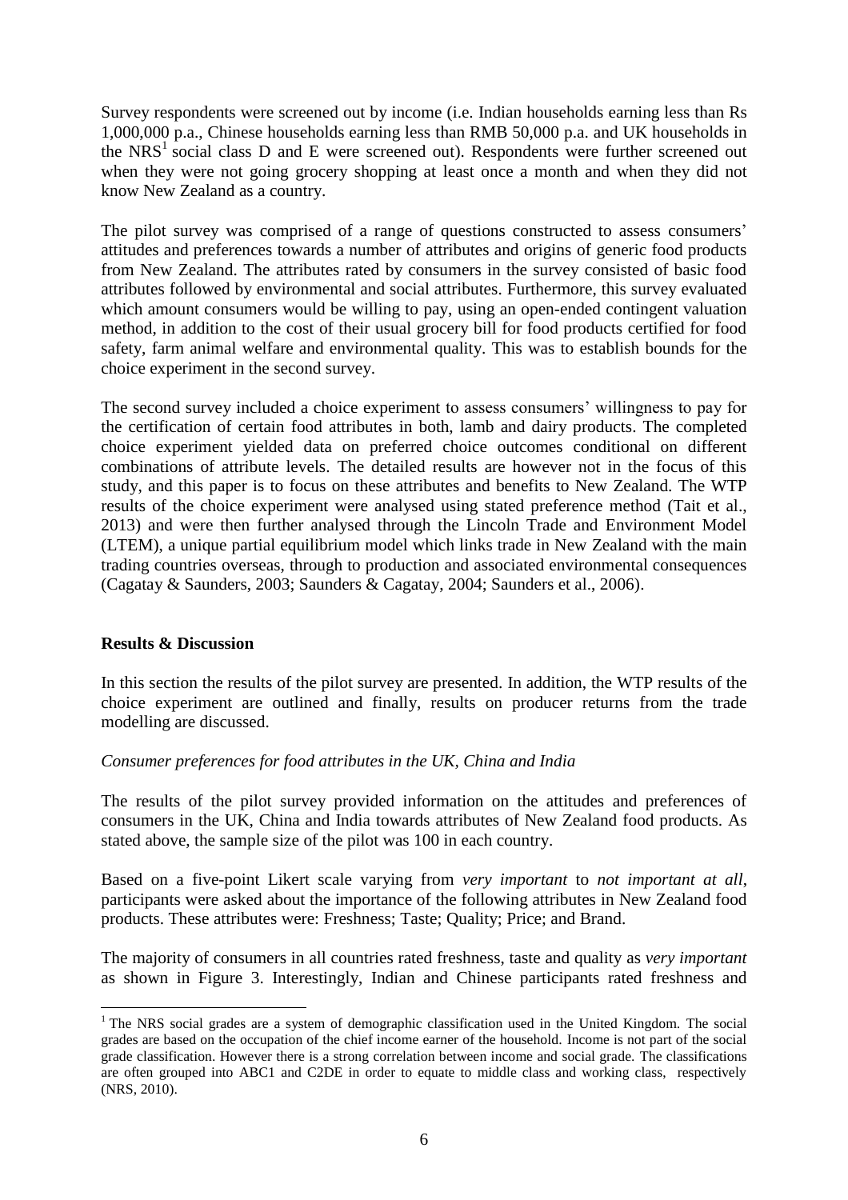Survey respondents were screened out by income (i.e. Indian households earning less than Rs 1,000,000 p.a., Chinese households earning less than RMB 50,000 p.a. and UK households in the NRS[1] social class D and E were screened out). Respondents were further screened out when they were not going grocery shopping at least once a month and when they did not know New Zealand as a country.

The pilot survey was comprised of a range of questions constructed to assess consumers' attitudes and preferences towards a number of attributes and origins of generic food products from New Zealand. The attributes rated by consumers in the survey consisted of basic food attributes followed by environmental and social attributes. Furthermore, this survey evaluated which amount consumers would be willing to pay, using an open-ended contingent valuation method, in addition to the cost of their usual grocery bill for food products certified for food safety, farm animal welfare and environmental quality. This was to establish bounds for the choice experiment in the second survey.

The second survey included a choice experiment to assess consumers' willingness to pay for the certification of certain food attributes in both, lamb and dairy products. The completed choice experiment yielded data on preferred choice outcomes conditional on different combinations of attribute levels. The detailed results are however not in the focus of this study, and this paper is to focus on these attributes and benefits to New Zealand. The WTP results of the choice experiment were analysed using stated preference method (Tait et al., 2013) and were then further analysed through the Lincoln Trade and Environment Model (LTEM), a unique partial equilibrium model which links trade in New Zealand with the main trading countries overseas, through to production and associated environmental consequences (Cagatay & Saunders, 2003; Saunders & Cagatay, 2004; Saunders et al., 2006).

## Results & Discussion

In this section the results of the pilot survey are presented. In addition, the WTP results of the choice experiment are outlined and finally, results on producer returns from the trade modelling are discussed.

### *Consumer preferences for food attributes in the UK, China and India*

The results of the pilot survey provided information on the attitudes and preferences of consumers in the UK, China and India towards attributes of New Zealand food products. As stated above, the sample size of the pilot was 100 in each country.

Based on a five-point Likert scale varying from *very important* to *not important at all*, participants were asked about the importance of the following attributes in New Zealand food products. These attributes were: Freshness; Taste; Quality; Price; and Brand.

The majority of consumers in all countries rated freshness, taste and quality as *very important* as shown in Figure 3. Interestingly, Indian and Chinese participants rated freshness and

---

[1] The NRS social grades are a system of demographic classification used in the United Kingdom. The social grades are based on the occupation of the chief income earner of the household. Income is not part of the social grade classification. However there is a strong correlation between income and social grade. The classifications are often grouped into ABC1 and C2DE in order to equate to middle class and working class, respectively (NRS, 2010).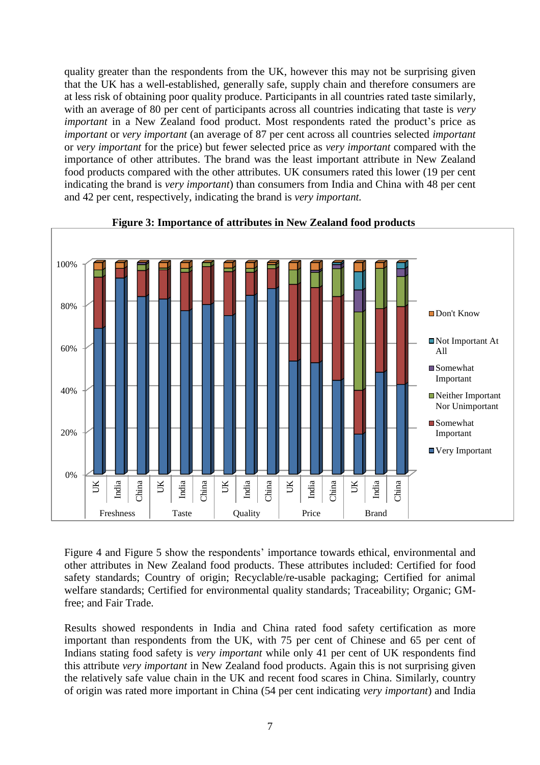quality greater than the respondents from the UK, however this may not be surprising given that the UK has a well-established, generally safe, supply chain and therefore consumers are at less risk of obtaining poor quality produce. Participants in all countries rated taste similarly, with an average of 80 per cent of participants across all countries indicating that taste is *very important* in a New Zealand food product. Most respondents rated the product's price as *important* or *very important* (an average of 87 per cent across all countries selected *important* or *very important* for the price) but fewer selected price as *very important* compared with the importance of other attributes. The brand was the least important attribute in New Zealand food products compared with the other attributes. UK consumers rated this lower (19 per cent indicating the brand is *very important*) than consumers from India and China with 48 per cent and 42 per cent, respectively, indicating the brand is *very important.*

**Figure 3: Importance of attributes in New Zealand food products**

Figure 4 and Figure 5 show the respondents' importance towards ethical, environmental and other attributes in New Zealand food products. These attributes included: Certified for food safety standards; Country of origin; Recyclable/re-usable packaging; Certified for animal welfare standards; Certified for environmental quality standards; Traceability; Organic; GM-free; and Fair Trade.

Results showed respondents in India and China rated food safety certification as more important than respondents from the UK, with 75 per cent of Chinese and 65 per cent of Indians stating food safety is *very important* while only 41 per cent of UK respondents find this attribute *very important* in New Zealand food products. Again this is not surprising given the relatively safe value chain in the UK and recent food scares in China. Similarly, country of origin was rated more important in China (54 per cent indicating *very important*) and India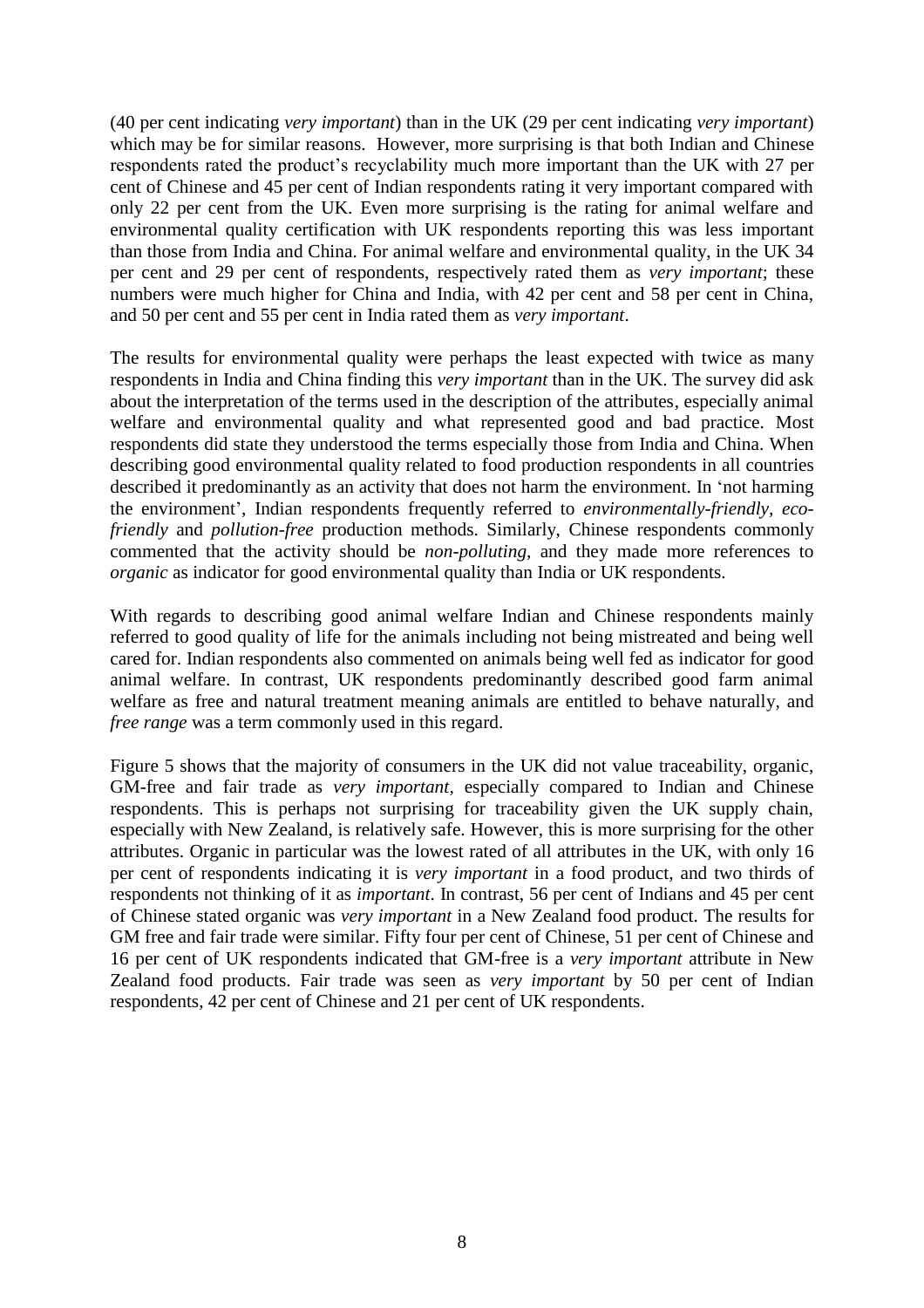(40 per cent indicating *very important*) than in the UK (29 per cent indicating *very important*) which may be for similar reasons. However, more surprising is that both Indian and Chinese respondents rated the product's recyclability much more important than the UK with 27 per cent of Chinese and 45 per cent of Indian respondents rating it very important compared with only 22 per cent from the UK. Even more surprising is the rating for animal welfare and environmental quality certification with UK respondents reporting this was less important than those from India and China. For animal welfare and environmental quality, in the UK 34 per cent and 29 per cent of respondents, respectively rated them as *very important*; these numbers were much higher for China and India, with 42 per cent and 58 per cent in China, and 50 per cent and 55 per cent in India rated them as *very important*.

The results for environmental quality were perhaps the least expected with twice as many respondents in India and China finding this *very important* than in the UK. The survey did ask about the interpretation of the terms used in the description of the attributes, especially animal welfare and environmental quality and what represented good and bad practice. Most respondents did state they understood the terms especially those from India and China. When describing good environmental quality related to food production respondents in all countries described it predominantly as an activity that does not harm the environment. In 'not harming the environment', Indian respondents frequently referred to *environmentally-friendly*, *eco-friendly* and *pollution-free* production methods. Similarly, Chinese respondents commonly commented that the activity should be *non-polluting*, and they made more references to *organic* as indicator for good environmental quality than India or UK respondents.

With regards to describing good animal welfare Indian and Chinese respondents mainly referred to good quality of life for the animals including not being mistreated and being well cared for. Indian respondents also commented on animals being well fed as indicator for good animal welfare. In contrast, UK respondents predominantly described good farm animal welfare as free and natural treatment meaning animals are entitled to behave naturally, and *free range* was a term commonly used in this regard.

Figure 5 shows that the majority of consumers in the UK did not value traceability, organic, GM-free and fair trade as *very important*, especially compared to Indian and Chinese respondents. This is perhaps not surprising for traceability given the UK supply chain, especially with New Zealand, is relatively safe. However, this is more surprising for the other attributes. Organic in particular was the lowest rated of all attributes in the UK, with only 16 per cent of respondents indicating it is *very important* in a food product, and two thirds of respondents not thinking of it as *important*. In contrast, 56 per cent of Indians and 45 per cent of Chinese stated organic was *very important* in a New Zealand food product. The results for GM free and fair trade were similar. Fifty four per cent of Chinese, 51 per cent of Chinese and 16 per cent of UK respondents indicated that GM-free is a *very important* attribute in New Zealand food products. Fair trade was seen as *very important* by 50 per cent of Indian respondents, 42 per cent of Chinese and 21 per cent of UK respondents.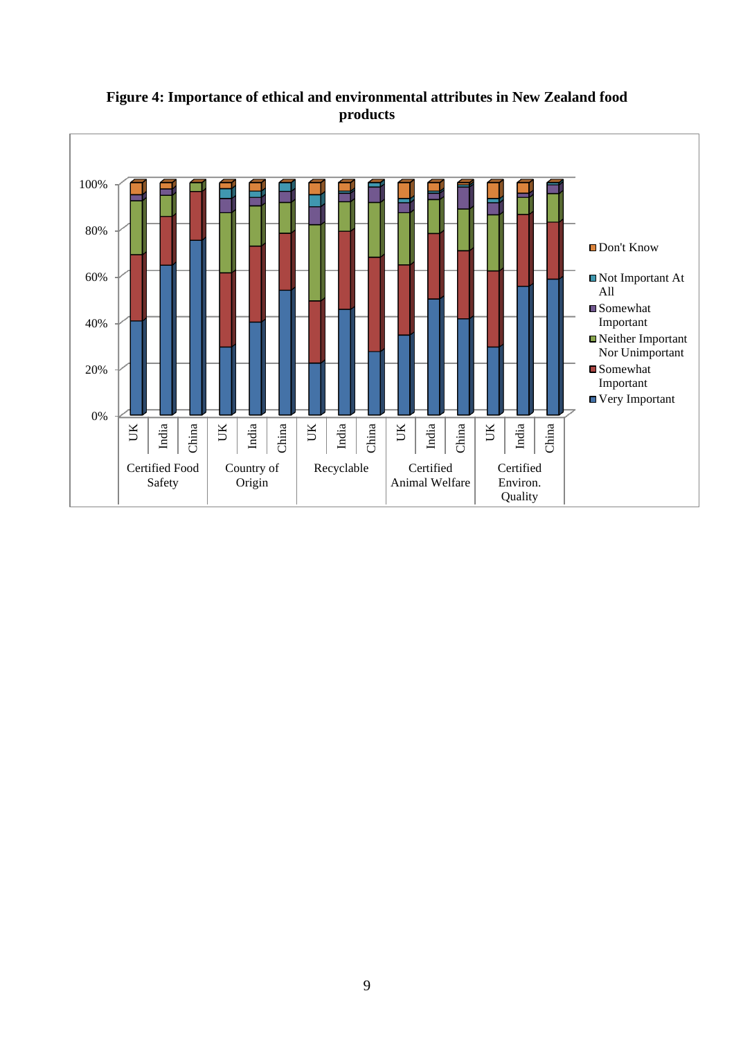**Figure 4: Importance of ethical and environmental attributes in New Zealand food products**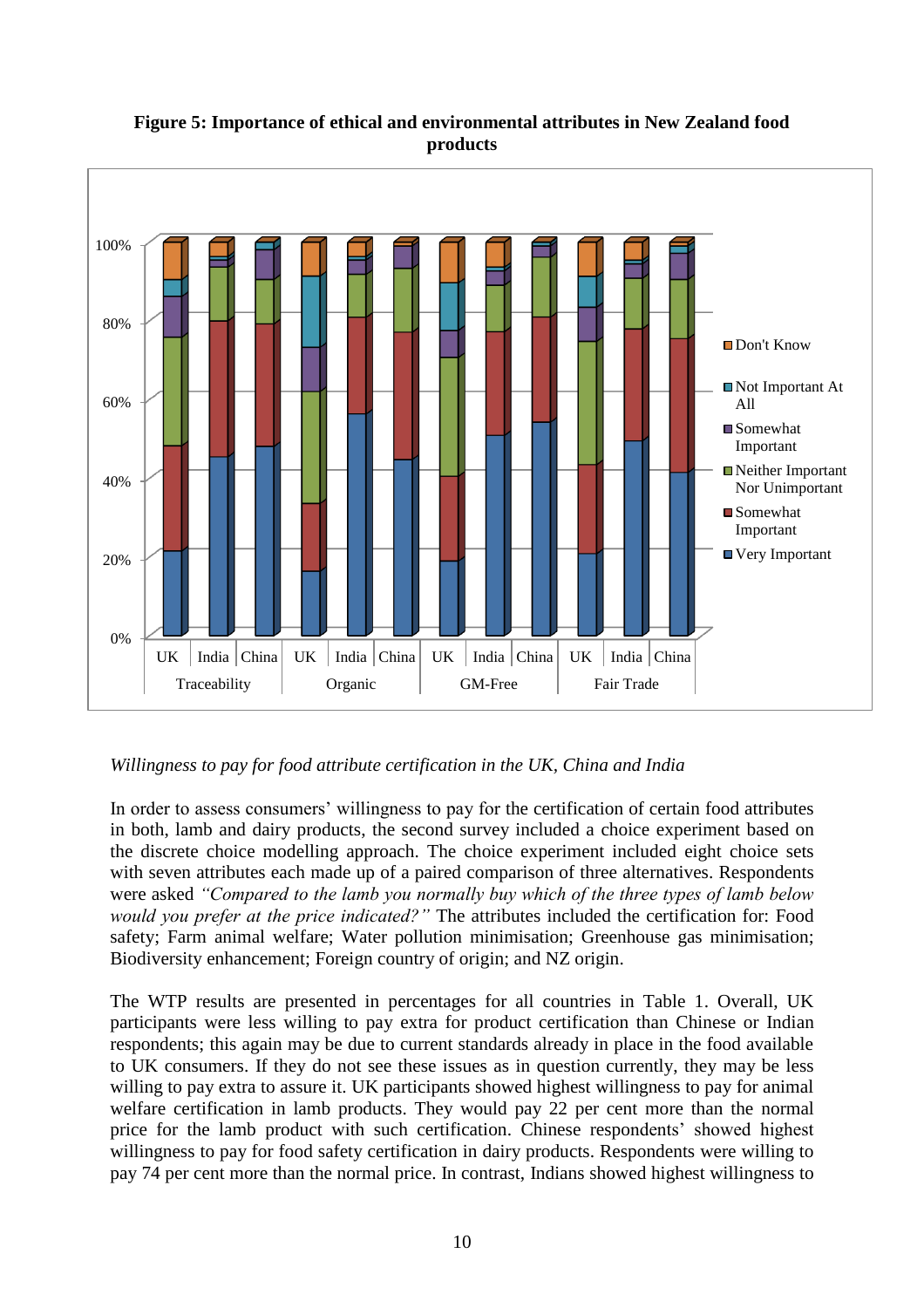**Figure 5: Importance of ethical and environmental attributes in New Zealand food products**

*Willingness to pay for food attribute certification in the UK, China and India*

In order to assess consumers' willingness to pay for the certification of certain food attributes in both, lamb and dairy products, the second survey included a choice experiment based on the discrete choice modelling approach. The choice experiment included eight choice sets with seven attributes each made up of a paired comparison of three alternatives. Respondents were asked *"Compared to the lamb you normally buy which of the three types of lamb below would you prefer at the price indicated?"* The attributes included the certification for: Food safety; Farm animal welfare; Water pollution minimisation; Greenhouse gas minimisation; Biodiversity enhancement; Foreign country of origin; and NZ origin.

The WTP results are presented in percentages for all countries in Table 1. Overall, UK participants were less willing to pay extra for product certification than Chinese or Indian respondents; this again may be due to current standards already in place in the food available to UK consumers. If they do not see these issues as in question currently, they may be less willing to pay extra to assure it. UK participants showed highest willingness to pay for animal welfare certification in lamb products. They would pay 22 per cent more than the normal price for the lamb product with such certification. Chinese respondents' showed highest willingness to pay for food safety certification in dairy products. Respondents were willing to pay 74 per cent more than the normal price. In contrast, Indians showed highest willingness to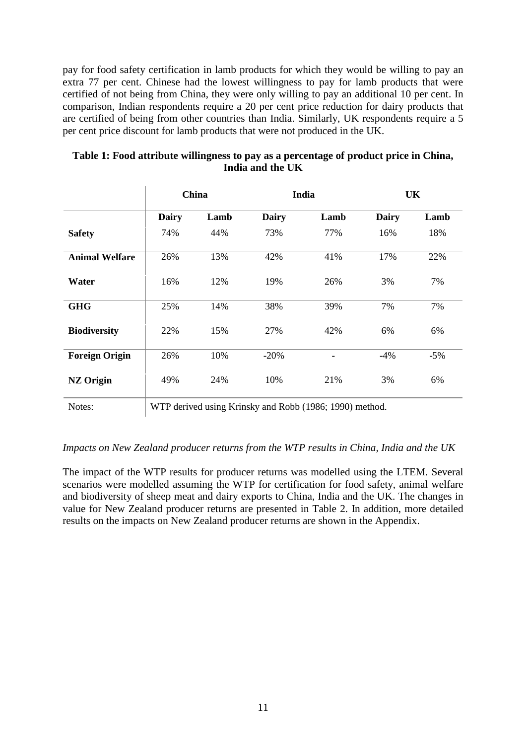pay for food safety certification in lamb products for which they would be willing to pay an extra 77 per cent. Chinese had the lowest willingness to pay for lamb products that were certified of not being from China, they were only willing to pay an additional 10 per cent. In comparison, Indian respondents require a 20 per cent price reduction for dairy products that are certified of being from other countries than India. Similarly, UK respondents require a 5 per cent price discount for lamb products that were not produced in the UK.

**Table 1: Food attribute willingness to pay as a percentage of product price in China, India and the UK**

| | China | | India | | UK | |
|---|---|---|---|---|---|---|
| | **Dairy** | **Lamb** | **Dairy** | **Lamb** | **Dairy** | **Lamb** |
| **Safety** | 74% | 44% | 73% | 77% | 16% | 18% |
| **Animal Welfare** | 26% | 13% | 42% | 41% | 17% | 22% |
| **Water** | 16% | 12% | 19% | 26% | 3% | 7% |
| **GHG** | 25% | 14% | 38% | 39% | 7% | 7% |
| **Biodiversity** | 22% | 15% | 27% | 42% | 6% | 6% |
| **Foreign Origin** | 26% | 10% | -20% | - | -4% | -5% |
| **NZ Origin** | 49% | 24% | 10% | 21% | 3% | 6% |
| Notes: | WTP derived using Krinsky and Robb (1986; 1990) method. | | | | | |

*Impacts on New Zealand producer returns from the WTP results in China, India and the UK*

The impact of the WTP results for producer returns was modelled using the LTEM. Several scenarios were modelled assuming the WTP for certification for food safety, animal welfare and biodiversity of sheep meat and dairy exports to China, India and the UK. The changes in value for New Zealand producer returns are presented in Table 2. In addition, more detailed results on the impacts on New Zealand producer returns are shown in the Appendix.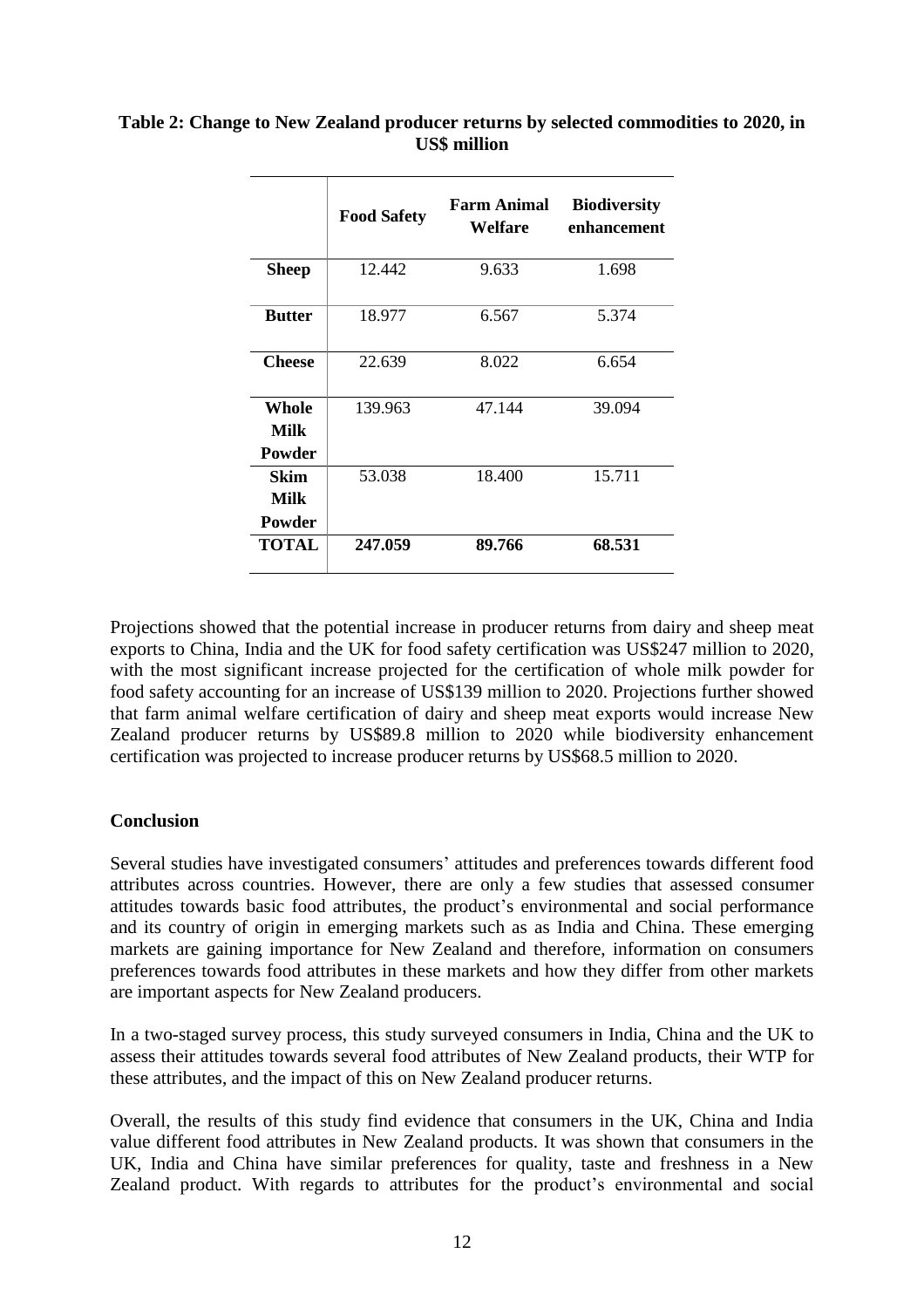**Table 2: Change to New Zealand producer returns by selected commodities to 2020, in US$ million**

| | Food Safety | Farm Animal Welfare | Biodiversity enhancement |
|---|---|---|---|
| **Sheep** | 12.442 | 9.633 | 1.698 |
| **Butter** | 18.977 | 6.567 | 5.374 |
| **Cheese** | 22.639 | 8.022 | 6.654 |
| **Whole Milk Powder** | 139.963 | 47.144 | 39.094 |
| **Skim Milk Powder** | 53.038 | 18.400 | 15.711 |
| **TOTAL** | **247.059** | **89.766** | **68.531** |

Projections showed that the potential increase in producer returns from dairy and sheep meat exports to China, India and the UK for food safety certification was US$247 million to 2020, with the most significant increase projected for the certification of whole milk powder for food safety accounting for an increase of US$139 million to 2020. Projections further showed that farm animal welfare certification of dairy and sheep meat exports would increase New Zealand producer returns by US$89.8 million to 2020 while biodiversity enhancement certification was projected to increase producer returns by US$68.5 million to 2020.

## Conclusion

Several studies have investigated consumers' attitudes and preferences towards different food attributes across countries. However, there are only a few studies that assessed consumer attitudes towards basic food attributes, the product's environmental and social performance and its country of origin in emerging markets such as as India and China. These emerging markets are gaining importance for New Zealand and therefore, information on consumers preferences towards food attributes in these markets and how they differ from other markets are important aspects for New Zealand producers.

In a two-staged survey process, this study surveyed consumers in India, China and the UK to assess their attitudes towards several food attributes of New Zealand products, their WTP for these attributes, and the impact of this on New Zealand producer returns.

Overall, the results of this study find evidence that consumers in the UK, China and India value different food attributes in New Zealand products. It was shown that consumers in the UK, India and China have similar preferences for quality, taste and freshness in a New Zealand product. With regards to attributes for the product's environmental and social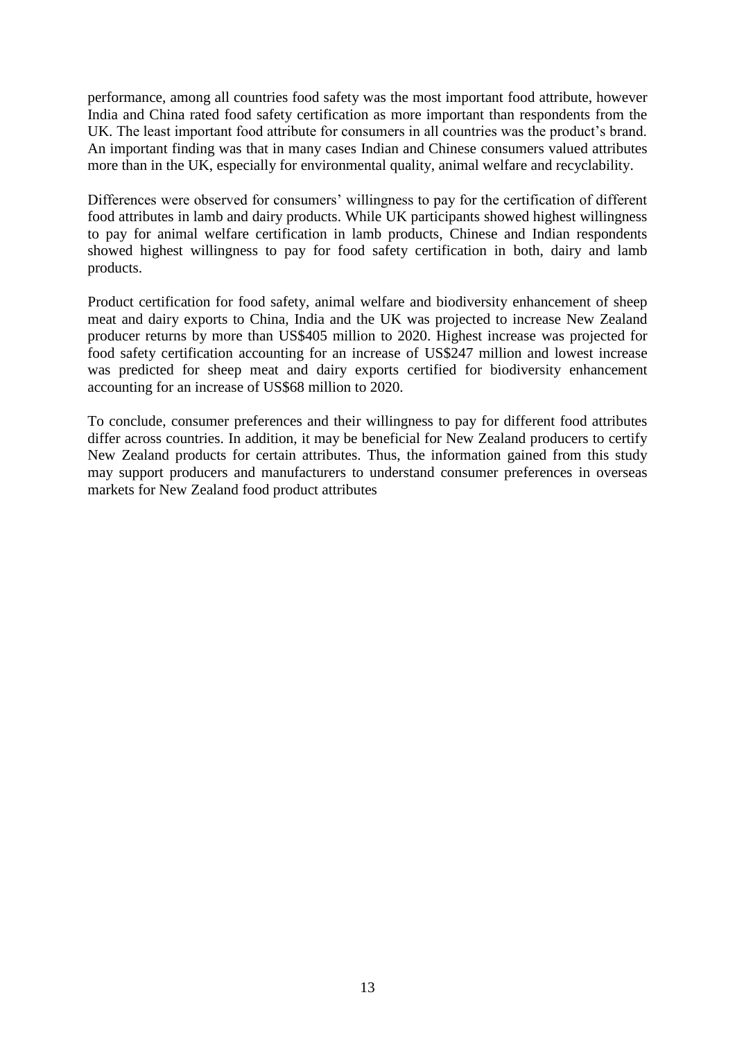performance, among all countries food safety was the most important food attribute, however India and China rated food safety certification as more important than respondents from the UK. The least important food attribute for consumers in all countries was the product's brand. An important finding was that in many cases Indian and Chinese consumers valued attributes more than in the UK, especially for environmental quality, animal welfare and recyclability.

Differences were observed for consumers' willingness to pay for the certification of different food attributes in lamb and dairy products. While UK participants showed highest willingness to pay for animal welfare certification in lamb products, Chinese and Indian respondents showed highest willingness to pay for food safety certification in both, dairy and lamb products.

Product certification for food safety, animal welfare and biodiversity enhancement of sheep meat and dairy exports to China, India and the UK was projected to increase New Zealand producer returns by more than US$405 million to 2020. Highest increase was projected for food safety certification accounting for an increase of US$247 million and lowest increase was predicted for sheep meat and dairy exports certified for biodiversity enhancement accounting for an increase of US$68 million to 2020.

To conclude, consumer preferences and their willingness to pay for different food attributes differ across countries. In addition, it may be beneficial for New Zealand producers to certify New Zealand products for certain attributes. Thus, the information gained from this study may support producers and manufacturers to understand consumer preferences in overseas markets for New Zealand food product attributes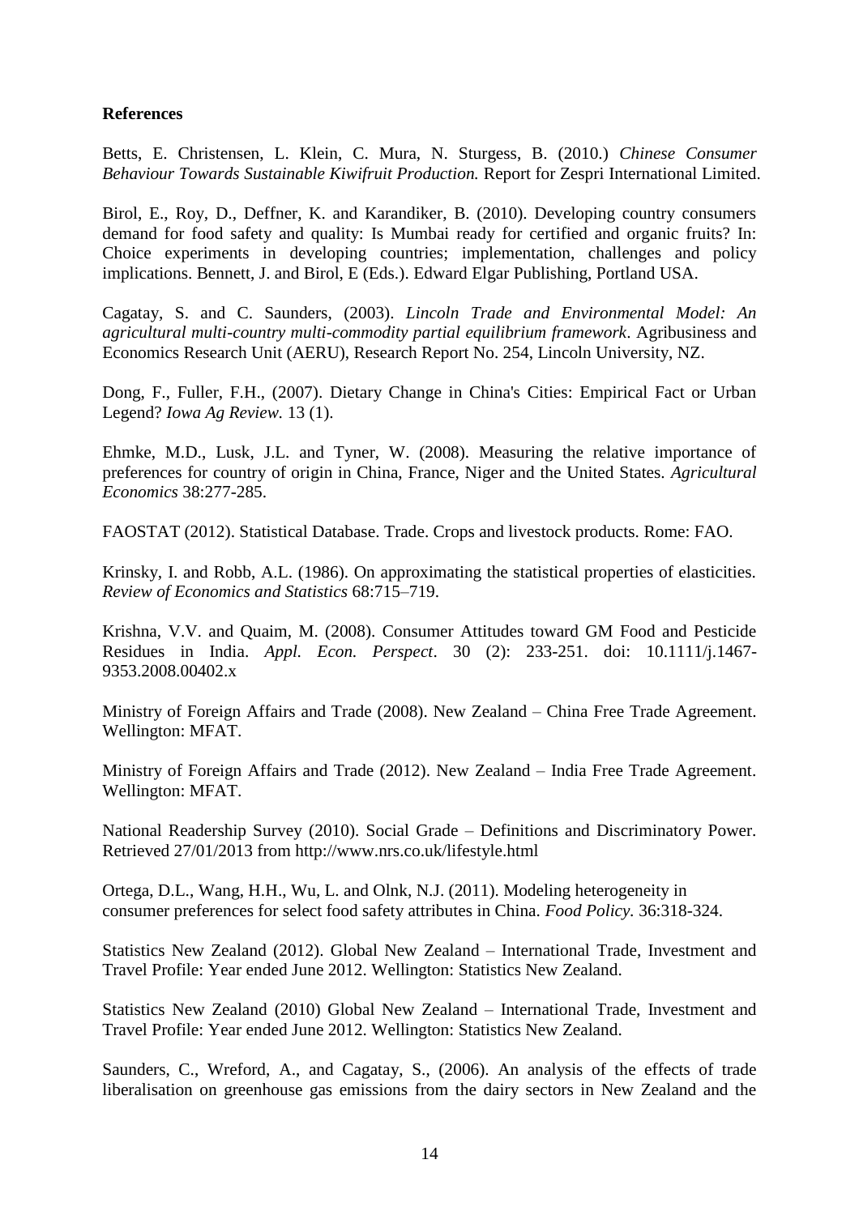**References**

Betts, E. Christensen, L. Klein, C. Mura, N. Sturgess, B. (2010.) *Chinese Consumer Behaviour Towards Sustainable Kiwifruit Production.* Report for Zespri International Limited.

Birol, E., Roy, D., Deffner, K. and Karandiker, B. (2010). Developing country consumers demand for food safety and quality: Is Mumbai ready for certified and organic fruits? In: Choice experiments in developing countries; implementation, challenges and policy implications. Bennett, J. and Birol, E (Eds.). Edward Elgar Publishing, Portland USA.

Cagatay, S. and C. Saunders, (2003). *Lincoln Trade and Environmental Model: An agricultural multi-country multi-commodity partial equilibrium framework*. Agribusiness and Economics Research Unit (AERU), Research Report No. 254, Lincoln University, NZ.

Dong, F., Fuller, F.H., (2007). Dietary Change in China's Cities: Empirical Fact or Urban Legend? *Iowa Ag Review.* 13 (1).

Ehmke, M.D., Lusk, J.L. and Tyner, W. (2008). Measuring the relative importance of preferences for country of origin in China, France, Niger and the United States. *Agricultural Economics* 38:277-285.

FAOSTAT (2012). Statistical Database. Trade. Crops and livestock products. Rome: FAO.

Krinsky, I. and Robb, A.L. (1986). On approximating the statistical properties of elasticities. *Review of Economics and Statistics* 68:715–719.

Krishna, V.V. and Quaim, M. (2008). Consumer Attitudes toward GM Food and Pesticide Residues in India. *Appl. Econ. Perspect*. 30 (2): 233-251. doi: 10.1111/j.1467-9353.2008.00402.x

Ministry of Foreign Affairs and Trade (2008). New Zealand – China Free Trade Agreement. Wellington: MFAT.

Ministry of Foreign Affairs and Trade (2012). New Zealand – India Free Trade Agreement. Wellington: MFAT.

National Readership Survey (2010). Social Grade – Definitions and Discriminatory Power. Retrieved 27/01/2013 from http://www.nrs.co.uk/lifestyle.html

Ortega, D.L., Wang, H.H., Wu, L. and Olnk, N.J. (2011). Modeling heterogeneity in consumer preferences for select food safety attributes in China. *Food Policy.* 36:318-324.

Statistics New Zealand (2012). Global New Zealand – International Trade, Investment and Travel Profile: Year ended June 2012. Wellington: Statistics New Zealand.

Statistics New Zealand (2010) Global New Zealand – International Trade, Investment and Travel Profile: Year ended June 2012. Wellington: Statistics New Zealand.

Saunders, C., Wreford, A., and Cagatay, S., (2006). An analysis of the effects of trade liberalisation on greenhouse gas emissions from the dairy sectors in New Zealand and the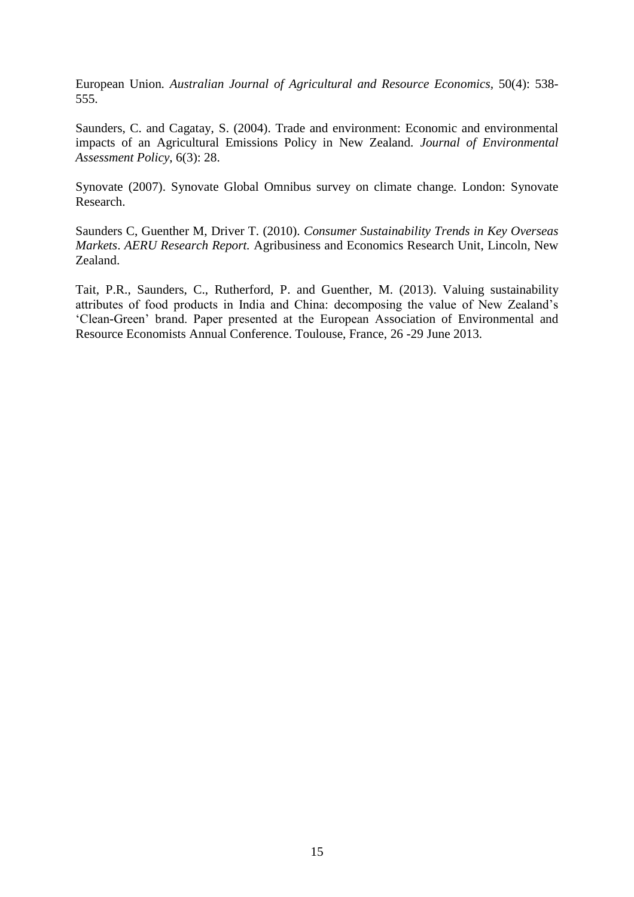European Union. *Australian Journal of Agricultural and Resource Economics*, 50(4): 538-555.

Saunders, C. and Cagatay, S. (2004). Trade and environment: Economic and environmental impacts of an Agricultural Emissions Policy in New Zealand. *Journal of Environmental Assessment Policy*, 6(3): 28.

Synovate (2007). Synovate Global Omnibus survey on climate change. London: Synovate Research.

Saunders C, Guenther M, Driver T. (2010). *Consumer Sustainability Trends in Key Overseas Markets*. *AERU Research Report.* Agribusiness and Economics Research Unit, Lincoln, New Zealand.

Tait, P.R., Saunders, C., Rutherford, P. and Guenther, M. (2013). Valuing sustainability attributes of food products in India and China: decomposing the value of New Zealand's 'Clean-Green' brand. Paper presented at the European Association of Environmental and Resource Economists Annual Conference. Toulouse, France, 26 -29 June 2013.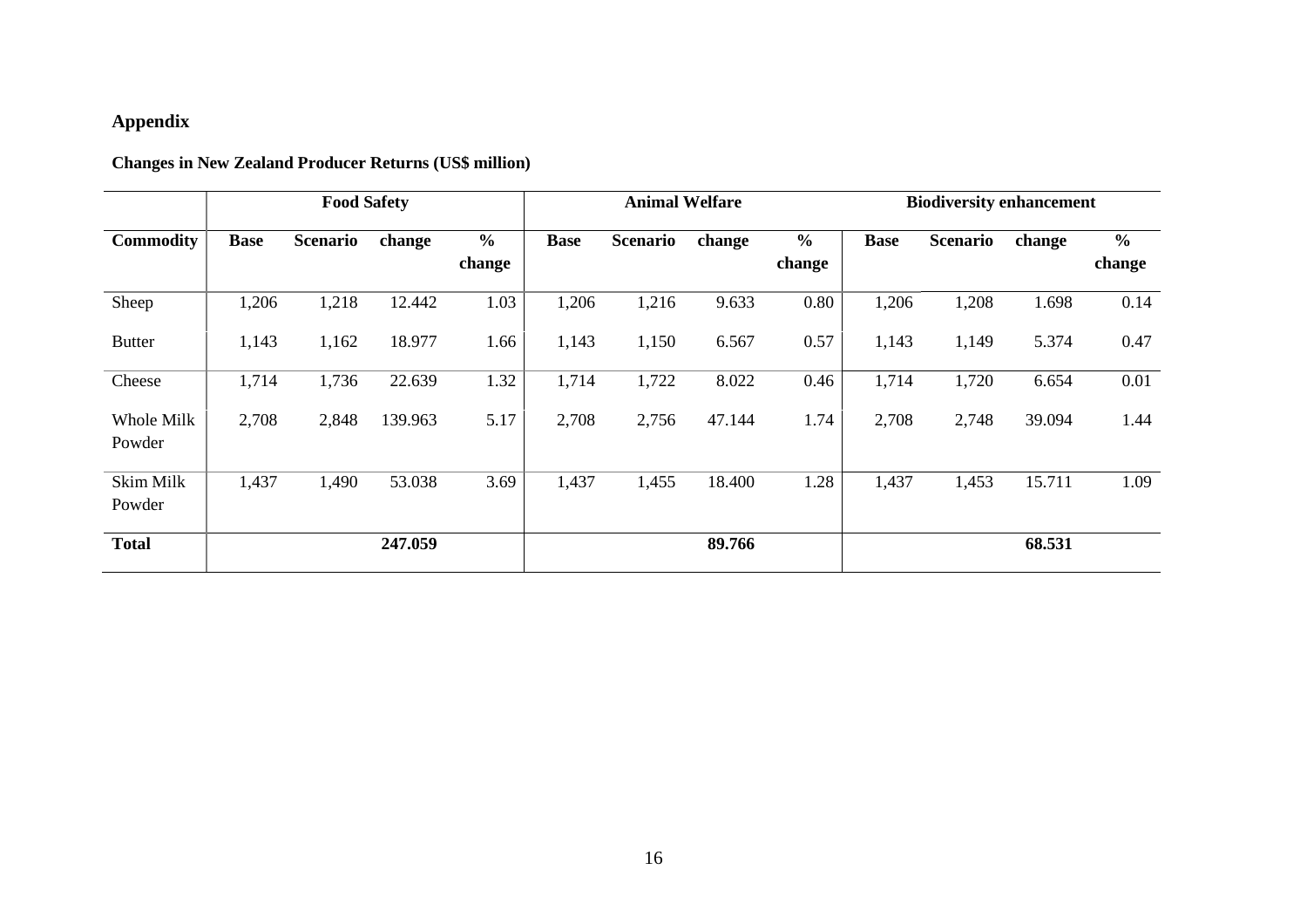## Appendix

**Changes in New Zealand Producer Returns (US$ million)**

| | Food Safety | | | | Animal Welfare | | | | Biodiversity enhancement | | | |
|---|---|---|---|---|---|---|---|---|---|---|---|---|
| **Commodity** | **Base** | **Scenario** | **change** | **% change** | **Base** | **Scenario** | **change** | **% change** | **Base** | **Scenario** | **change** | **% change** |
| Sheep | 1,206 | 1,218 | 12.442 | 1.03 | 1,206 | 1,216 | 9.633 | 0.80 | 1,206 | 1,208 | 1.698 | 0.14 |
| Butter | 1,143 | 1,162 | 18.977 | 1.66 | 1,143 | 1,150 | 6.567 | 0.57 | 1,143 | 1,149 | 5.374 | 0.47 |
| Cheese | 1,714 | 1,736 | 22.639 | 1.32 | 1,714 | 1,722 | 8.022 | 0.46 | 1,714 | 1,720 | 6.654 | 0.01 |
| Whole Milk Powder | 2,708 | 2,848 | 139.963 | 5.17 | 2,708 | 2,756 | 47.144 | 1.74 | 2,708 | 2,748 | 39.094 | 1.44 |
| Skim Milk Powder | 1,437 | 1,490 | 53.038 | 3.69 | 1,437 | 1,455 | 18.400 | 1.28 | 1,437 | 1,453 | 15.711 | 1.09 |
| **Total** | | | **247.059** | | | | **89.766** | | | | **68.531** | |